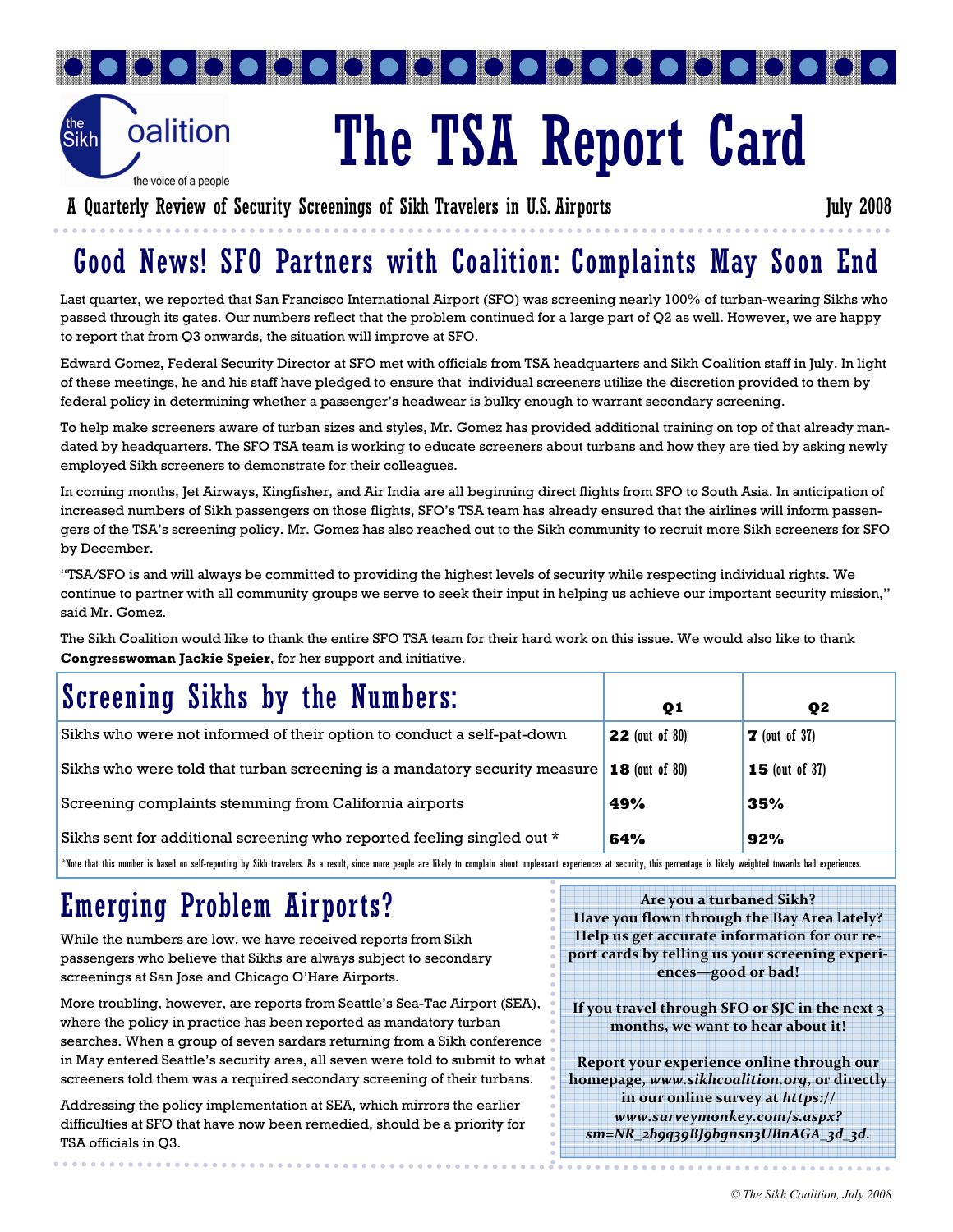the Sikh Coalition
the voice of a people

# The TSA Report Card

A Quarterly Review of Security Screenings of Sikh Travelers in U.S. Airports — July 2008

## Good News! SFO Partners with Coalition: Complaints May Soon End

Last quarter, we reported that San Francisco International Airport (SFO) was screening nearly 100% of turban-wearing Sikhs who passed through its gates. Our numbers reflect that the problem continued for a large part of Q2 as well. However, we are happy to report that from Q3 onwards, the situation will improve at SFO.

Edward Gomez, Federal Security Director at SFO met with officials from TSA headquarters and Sikh Coalition staff in July. In light of these meetings, he and his staff have pledged to ensure that individual screeners utilize the discretion provided to them by federal policy in determining whether a passenger's headwear is bulky enough to warrant secondary screening.

To help make screeners aware of turban sizes and styles, Mr. Gomez has provided additional training on top of that already mandated by headquarters. The SFO TSA team is working to educate screeners about turbans and how they are tied by asking newly employed Sikh screeners to demonstrate for their colleagues.

In coming months, Jet Airways, Kingfisher, and Air India are all beginning direct flights from SFO to South Asia. In anticipation of increased numbers of Sikh passengers on those flights, SFO's TSA team has already ensured that the airlines will inform passengers of the TSA's screening policy. Mr. Gomez has also reached out to the Sikh community to recruit more Sikh screeners for SFO by December.

"TSA/SFO is and will always be committed to providing the highest levels of security while respecting individual rights. We continue to partner with all community groups we serve to seek their input in helping us achieve our important security mission," said Mr. Gomez.

The Sikh Coalition would like to thank the entire SFO TSA team for their hard work on this issue. We would also like to thank **Congresswoman Jackie Speier**, for her support and initiative.

## Screening Sikhs by the Numbers:

| | Q1 | Q2 |
|---|---|---|
| Sikhs who were not informed of their option to conduct a self-pat-down | **22** (out of 80) | **7** (out of 37) |
| Sikhs who were told that turban screening is a mandatory security measure | **18** (out of 80) | **15** (out of 37) |
| Screening complaints stemming from California airports | **49%** | **35%** |
| Sikhs sent for additional screening who reported feeling singled out * | **64%** | **92%** |

*Note that this number is based on self-reporting by Sikh travelers. As a result, since more people are likely to complain about unpleasant experiences at security, this percentage is likely weighted towards bad experiences.

## Emerging Problem Airports?

While the numbers are low, we have received reports from Sikh passengers who believe that Sikhs are always subject to secondary screenings at San Jose and Chicago O'Hare Airports.

More troubling, however, are reports from Seattle's Sea-Tac Airport (SEA), where the policy in practice has been reported as mandatory turban searches. When a group of seven sardars returning from a Sikh conference in May entered Seattle's security area, all seven were told to submit to what screeners told them was a required secondary screening of their turbans.

Addressing the policy implementation at SEA, which mirrors the earlier difficulties at SFO that have now been remedied, should be a priority for TSA officials in Q3.

**Are you a turbaned Sikh?**
**Have you flown through the Bay Area lately?**
**Help us get accurate information for our report cards by telling us your screening experiences—good or bad!**

**If you travel through SFO or SJC in the next 3 months, we want to hear about it!**

**Report your experience online through our homepage, *www.sikhcoalition.org*, or directly in our online survey at *https://www.surveymonkey.com/s.aspx?sm=NR_2b9q39BJ9bgnsn3UBnAGA_3d_3d*.**

© The Sikh Coalition, July 2008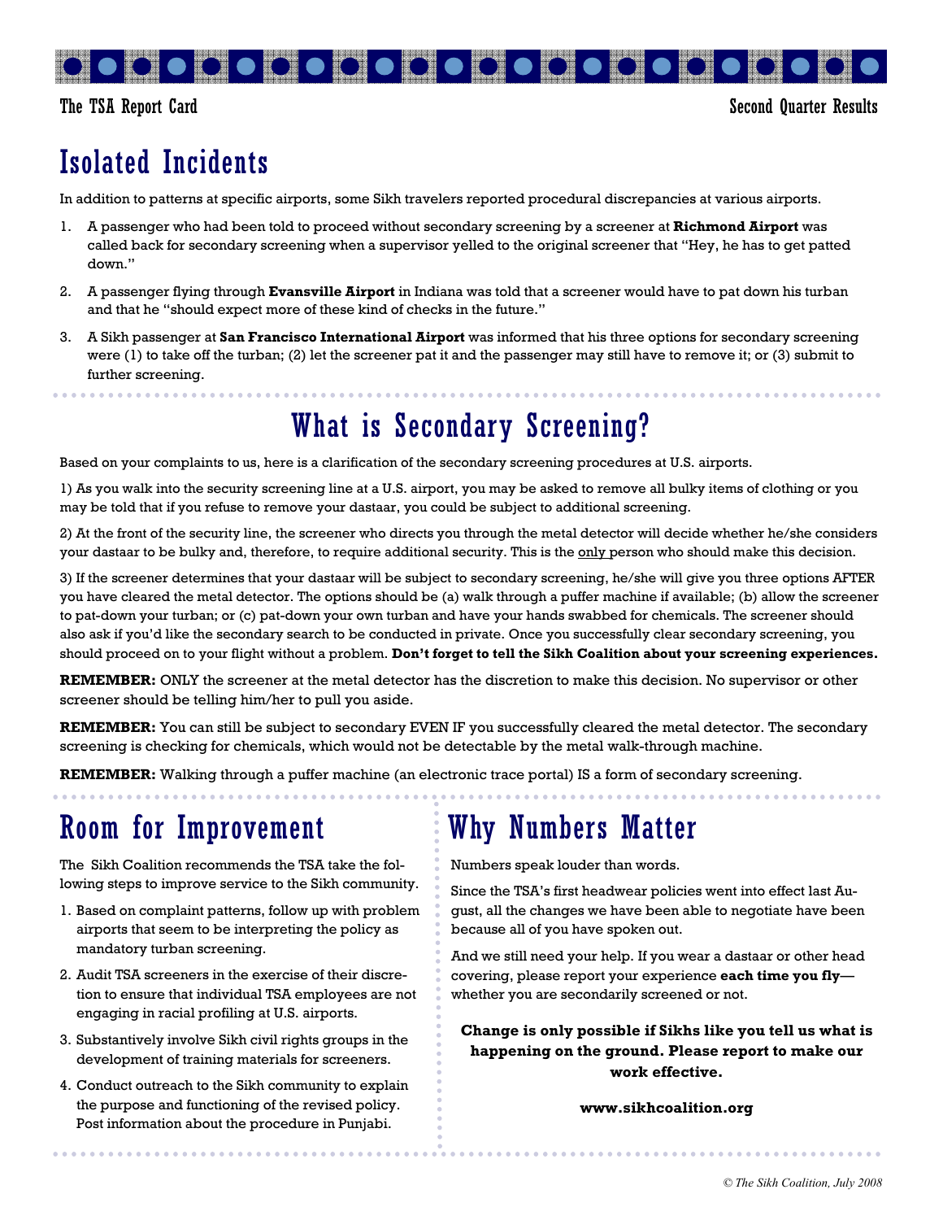# Isolated Incidents

In addition to patterns at specific airports, some Sikh travelers reported procedural discrepancies at various airports.

1. A passenger who had been told to proceed without secondary screening by a screener at **Richmond Airport** was called back for secondary screening when a supervisor yelled to the original screener that "Hey, he has to get patted down."
2. A passenger flying through **Evansville Airport** in Indiana was told that a screener would have to pat down his turban and that he "should expect more of these kind of checks in the future."
3. A Sikh passenger at **San Francisco International Airport** was informed that his three options for secondary screening were (1) to take off the turban; (2) let the screener pat it and the passenger may still have to remove it; or (3) submit to further screening.

# What is Secondary Screening?

Based on your complaints to us, here is a clarification of the secondary screening procedures at U.S. airports.

1) As you walk into the security screening line at a U.S. airport, you may be asked to remove all bulky items of clothing or you may be told that if you refuse to remove your dastaar, you could be subject to additional screening.

2) At the front of the security line, the screener who directs you through the metal detector will decide whether he/she considers your dastaar to be bulky and, therefore, to require additional security. This is the only person who should make this decision.

3) If the screener determines that your dastaar will be subject to secondary screening, he/she will give you three options AFTER you have cleared the metal detector. The options should be (a) walk through a puffer machine if available; (b) allow the screener to pat-down your turban; or (c) pat-down your own turban and have your hands swabbed for chemicals. The screener should also ask if you'd like the secondary search to be conducted in private. Once you successfully clear secondary screening, you should proceed on to your flight without a problem. **Don't forget to tell the Sikh Coalition about your screening experiences.**

**REMEMBER:** ONLY the screener at the metal detector has the discretion to make this decision. No supervisor or other screener should be telling him/her to pull you aside.

**REMEMBER:** You can still be subject to secondary EVEN IF you successfully cleared the metal detector. The secondary screening is checking for chemicals, which would not be detectable by the metal walk-through machine.

**REMEMBER:** Walking through a puffer machine (an electronic trace portal) IS a form of secondary screening.

# Room for Improvement

The Sikh Coalition recommends the TSA take the following steps to improve service to the Sikh community.

1. Based on complaint patterns, follow up with problem airports that seem to be interpreting the policy as mandatory turban screening.
2. Audit TSA screeners in the exercise of their discretion to ensure that individual TSA employees are not engaging in racial profiling at U.S. airports.
3. Substantively involve Sikh civil rights groups in the development of training materials for screeners.
4. Conduct outreach to the Sikh community to explain the purpose and functioning of the revised policy. Post information about the procedure in Punjabi.

# Why Numbers Matter

Numbers speak louder than words.

Since the TSA's first headwear policies went into effect last August, all the changes we have been able to negotiate have been because all of you have spoken out.

And we still need your help. If you wear a dastaar or other head covering, please report your experience **each time you fly**—whether you are secondarily screened or not.

**Change is only possible if Sikhs like you tell us what is happening on the ground. Please report to make our work effective.**

**www.sikhcoalition.org**

*© The Sikh Coalition, July 2008*